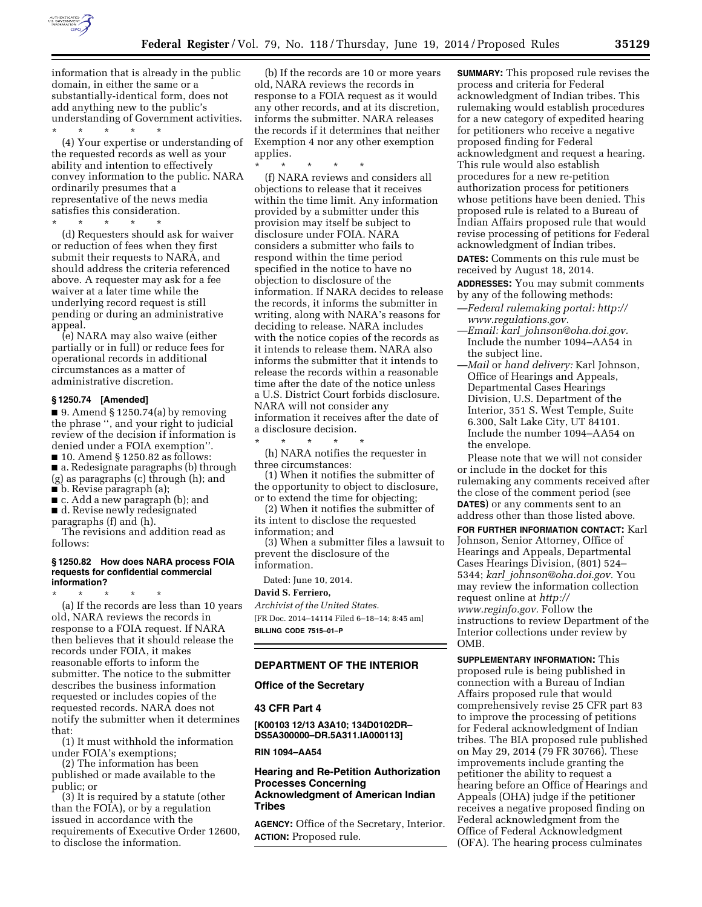information that is already in the public domain, in either the same or a substantially-identical form, does not add anything new to the public's understanding of Government activities.

\* \* \* \* \*

(4) Your expertise or understanding of the requested records as well as your ability and intention to effectively convey information to the public. NARA ordinarily presumes that a representative of the news media satisfies this consideration.

\* \* \* \* \*

(d) Requesters should ask for waiver or reduction of fees when they first submit their requests to NARA, and should address the criteria referenced above. A requester may ask for a fee waiver at a later time while the underlying record request is still pending or during an administrative appeal.

(e) NARA may also waive (either partially or in full) or reduce fees for operational records in additional circumstances as a matter of administrative discretion.

**§ 1250.74 [Amended]**

■ 9. Amend § 1250.74(a) by removing the phrase '', and your right to judicial review of the decision if information is denied under a FOIA exemption''.

■ 10. Amend § 1250.82 as follows:

■ a. Redesignate paragraphs (b) through (g) as paragraphs (c) through (h); and

■ b. Revise paragraph (a);

■ c. Add a new paragraph (b); and

■ d. Revise newly redesignated paragraphs (f) and (h).

The revisions and addition read as follows:

**§ 1250.82 How does NARA process FOIA requests for confidential commercial information?**

\* \* \* \* \*

(a) If the records are less than 10 years old, NARA reviews the records in response to a FOIA request. If NARA then believes that it should release the records under FOIA, it makes reasonable efforts to inform the submitter. The notice to the submitter describes the business information requested or includes copies of the requested records. NARA does not notify the submitter when it determines that:

(1) It must withhold the information under FOIA's exemptions;

(2) The information has been published or made available to the public; or

(3) It is required by a statute (other than the FOIA), or by a regulation issued in accordance with the requirements of Executive Order 12600, to disclose the information.

(b) If the records are 10 or more years old, NARA reviews the records in response to a FOIA request as it would any other records, and at its discretion, informs the submitter. NARA releases the records if it determines that neither Exemption 4 nor any other exemption applies.

\* \* \* \* \*

(f) NARA reviews and considers all objections to release that it receives within the time limit. Any information provided by a submitter under this provision may itself be subject to disclosure under FOIA. NARA considers a submitter who fails to respond within the time period specified in the notice to have no objection to disclosure of the information. If NARA decides to release the records, it informs the submitter in writing, along with NARA's reasons for deciding to release. NARA includes with the notice copies of the records as it intends to release them. NARA also informs the submitter that it intends to release the records within a reasonable time after the date of the notice unless a U.S. District Court forbids disclosure. NARA will not consider any information it receives after the date of a disclosure decision.

\* \* \* \* \*

(h) NARA notifies the requester in three circumstances:

(1) When it notifies the submitter of the opportunity to object to disclosure, or to extend the time for objecting;

(2) When it notifies the submitter of its intent to disclose the requested information; and

(3) When a submitter files a lawsuit to prevent the disclosure of the information.

Dated: June 10, 2014.

**David S. Ferriero,**

*Archivist of the United States.*

[FR Doc. 2014–14114 Filed 6–18–14; 8:45 am]

**BILLING CODE 7515–01–P**

## DEPARTMENT OF THE INTERIOR

### Office of the Secretary

### 43 CFR Part 4

**[K00103 12/13 A3A10; 134D0102DR–DS5A300000–DR.5A311.IA000113]**

**RIN 1094–AA54**

### Hearing and Re-Petition Authorization Processes Concerning Acknowledgment of American Indian Tribes

**AGENCY:** Office of the Secretary, Interior.

**ACTION:** Proposed rule.

**SUMMARY:** This proposed rule revises the process and criteria for Federal acknowledgment of Indian tribes. This rulemaking would establish procedures for a new category of expedited hearing for petitioners who receive a negative proposed finding for Federal acknowledgment and request a hearing. This rule would also establish procedures for a new re-petition authorization process for petitioners whose petitions have been denied. This proposed rule is related to a Bureau of Indian Affairs proposed rule that would revise processing of petitions for Federal acknowledgment of Indian tribes.

**DATES:** Comments on this rule must be received by August 18, 2014.

**ADDRESSES:** You may submit comments by any of the following methods:

—*Federal rulemaking portal: http://www.regulations.gov.*

—*Email: karl_johnson@oha.doi.gov.* Include the number 1094–AA54 in the subject line.

—*Mail* or *hand delivery:* Karl Johnson, Office of Hearings and Appeals, Departmental Cases Hearings Division, U.S. Department of the Interior, 351 S. West Temple, Suite 6.300, Salt Lake City, UT 84101. Include the number 1094–AA54 on the envelope.

Please note that we will not consider or include in the docket for this rulemaking any comments received after the close of the comment period (see **DATES**) or any comments sent to an address other than those listed above.

**FOR FURTHER INFORMATION CONTACT:** Karl Johnson, Senior Attorney, Office of Hearings and Appeals, Departmental Cases Hearings Division, (801) 524–5344; *karl_johnson@oha.doi.gov.* You may review the information collection request online at *http://www.reginfo.gov.* Follow the instructions to review Department of the Interior collections under review by OMB.

**SUPPLEMENTARY INFORMATION:** This proposed rule is being published in connection with a Bureau of Indian Affairs proposed rule that would comprehensively revise 25 CFR part 83 to improve the processing of petitions for Federal acknowledgment of Indian tribes. The BIA proposed rule published on May 29, 2014 (79 FR 30766). These improvements include granting the petitioner the ability to request a hearing before an Office of Hearings and Appeals (OHA) judge if the petitioner receives a negative proposed finding on Federal acknowledgment from the Office of Federal Acknowledgment (OFA). The hearing process culminates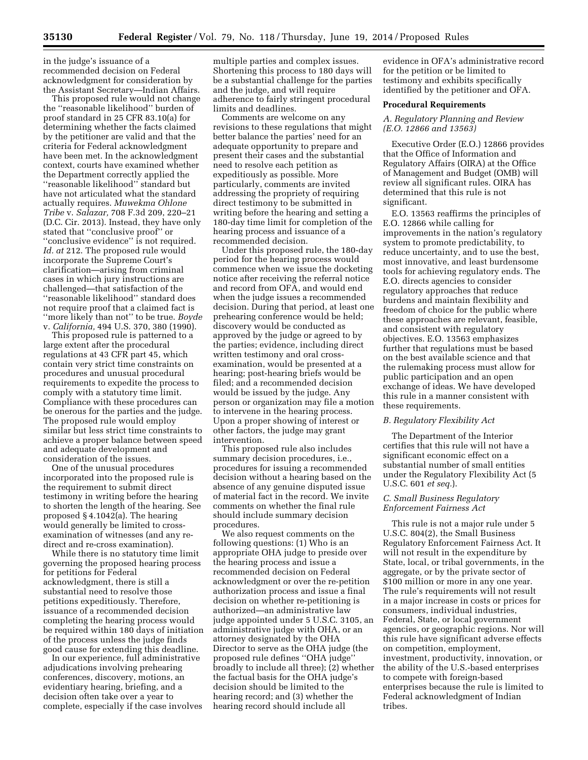in the judge's issuance of a recommended decision on Federal acknowledgment for consideration by the Assistant Secretary—Indian Affairs.

This proposed rule would not change the ''reasonable likelihood'' burden of proof standard in 25 CFR 83.10(a) for determining whether the facts claimed by the petitioner are valid and that the criteria for Federal acknowledgment have been met. In the acknowledgment context, courts have examined whether the Department correctly applied the ''reasonable likelihood'' standard but have not articulated what the standard actually requires. *Muwekma Ohlone Tribe* v. *Salazar,* 708 F.3d 209, 220–21 (D.C. Cir. 2013). Instead, they have only stated that ''conclusive proof'' or ''conclusive evidence'' is not required. *Id. at* 212. The proposed rule would incorporate the Supreme Court's clarification—arising from criminal cases in which jury instructions are challenged—that satisfaction of the ''reasonable likelihood'' standard does not require proof that a claimed fact is ''more likely than not'' to be true. *Boyde* v. *California,* 494 U.S. 370, 380 (1990).

This proposed rule is patterned to a large extent after the procedural regulations at 43 CFR part 45, which contain very strict time constraints on procedures and unusual procedural requirements to expedite the process to comply with a statutory time limit. Compliance with these procedures can be onerous for the parties and the judge. The proposed rule would employ similar but less strict time constraints to achieve a proper balance between speed and adequate development and consideration of the issues.

One of the unusual procedures incorporated into the proposed rule is the requirement to submit direct testimony in writing before the hearing to shorten the length of the hearing. See proposed § 4.1042(a). The hearing would generally be limited to cross-examination of witnesses (and any re-direct and re-cross examination).

While there is no statutory time limit governing the proposed hearing process for petitions for Federal acknowledgment, there is still a substantial need to resolve those petitions expeditiously. Therefore, issuance of a recommended decision completing the hearing process would be required within 180 days of initiation of the process unless the judge finds good cause for extending this deadline.

In our experience, full administrative adjudications involving prehearing conferences, discovery, motions, an evidentiary hearing, briefing, and a decision often take over a year to complete, especially if the case involves multiple parties and complex issues. Shortening this process to 180 days will be a substantial challenge for the parties and the judge, and will require adherence to fairly stringent procedural limits and deadlines.

Comments are welcome on any revisions to these regulations that might better balance the parties' need for an adequate opportunity to prepare and present their cases and the substantial need to resolve each petition as expeditiously as possible. More particularly, comments are invited addressing the propriety of requiring direct testimony to be submitted in writing before the hearing and setting a 180-day time limit for completion of the hearing process and issuance of a recommended decision.

Under this proposed rule, the 180-day period for the hearing process would commence when we issue the docketing notice after receiving the referral notice and record from OFA, and would end when the judge issues a recommended decision. During that period, at least one prehearing conference would be held; discovery would be conducted as approved by the judge or agreed to by the parties; evidence, including direct written testimony and oral cross-examination, would be presented at a hearing; post-hearing briefs would be filed; and a recommended decision would be issued by the judge. Any person or organization may file a motion to intervene in the hearing process. Upon a proper showing of interest or other factors, the judge may grant intervention.

This proposed rule also includes summary decision procedures, i.e., procedures for issuing a recommended decision without a hearing based on the absence of any genuine disputed issue of material fact in the record. We invite comments on whether the final rule should include summary decision procedures.

We also request comments on the following questions: (1) Who is an appropriate OHA judge to preside over the hearing process and issue a recommended decision on Federal acknowledgment or over the re-petition authorization process and issue a final decision on whether re-petitioning is authorized—an administrative law judge appointed under 5 U.S.C. 3105, an administrative judge with OHA, or an attorney designated by the OHA Director to serve as the OHA judge (the proposed rule defines ''OHA judge'' broadly to include all three); (2) whether the factual basis for the OHA judge's decision should be limited to the hearing record; and (3) whether the hearing record should include all evidence in OFA's administrative record for the petition or be limited to testimony and exhibits specifically identified by the petitioner and OFA.

## Procedural Requirements

### *A. Regulatory Planning and Review (E.O. 12866 and 13563)*

Executive Order (E.O.) 12866 provides that the Office of Information and Regulatory Affairs (OIRA) at the Office of Management and Budget (OMB) will review all significant rules. OIRA has determined that this rule is not significant.

E.O. 13563 reaffirms the principles of E.O. 12866 while calling for improvements in the nation's regulatory system to promote predictability, to reduce uncertainty, and to use the best, most innovative, and least burdensome tools for achieving regulatory ends. The E.O. directs agencies to consider regulatory approaches that reduce burdens and maintain flexibility and freedom of choice for the public where these approaches are relevant, feasible, and consistent with regulatory objectives. E.O. 13563 emphasizes further that regulations must be based on the best available science and that the rulemaking process must allow for public participation and an open exchange of ideas. We have developed this rule in a manner consistent with these requirements.

### *B. Regulatory Flexibility Act*

The Department of the Interior certifies that this rule will not have a significant economic effect on a substantial number of small entities under the Regulatory Flexibility Act (5 U.S.C. 601 *et seq.*).

### *C. Small Business Regulatory Enforcement Fairness Act*

This rule is not a major rule under 5 U.S.C. 804(2), the Small Business Regulatory Enforcement Fairness Act. It will not result in the expenditure by State, local, or tribal governments, in the aggregate, or by the private sector of $100 million or more in any one year. The rule's requirements will not result in a major increase in costs or prices for consumers, individual industries, Federal, State, or local government agencies, or geographic regions. Nor will this rule have significant adverse effects on competition, employment, investment, productivity, innovation, or the ability of the U.S.-based enterprises to compete with foreign-based enterprises because the rule is limited to Federal acknowledgment of Indian tribes.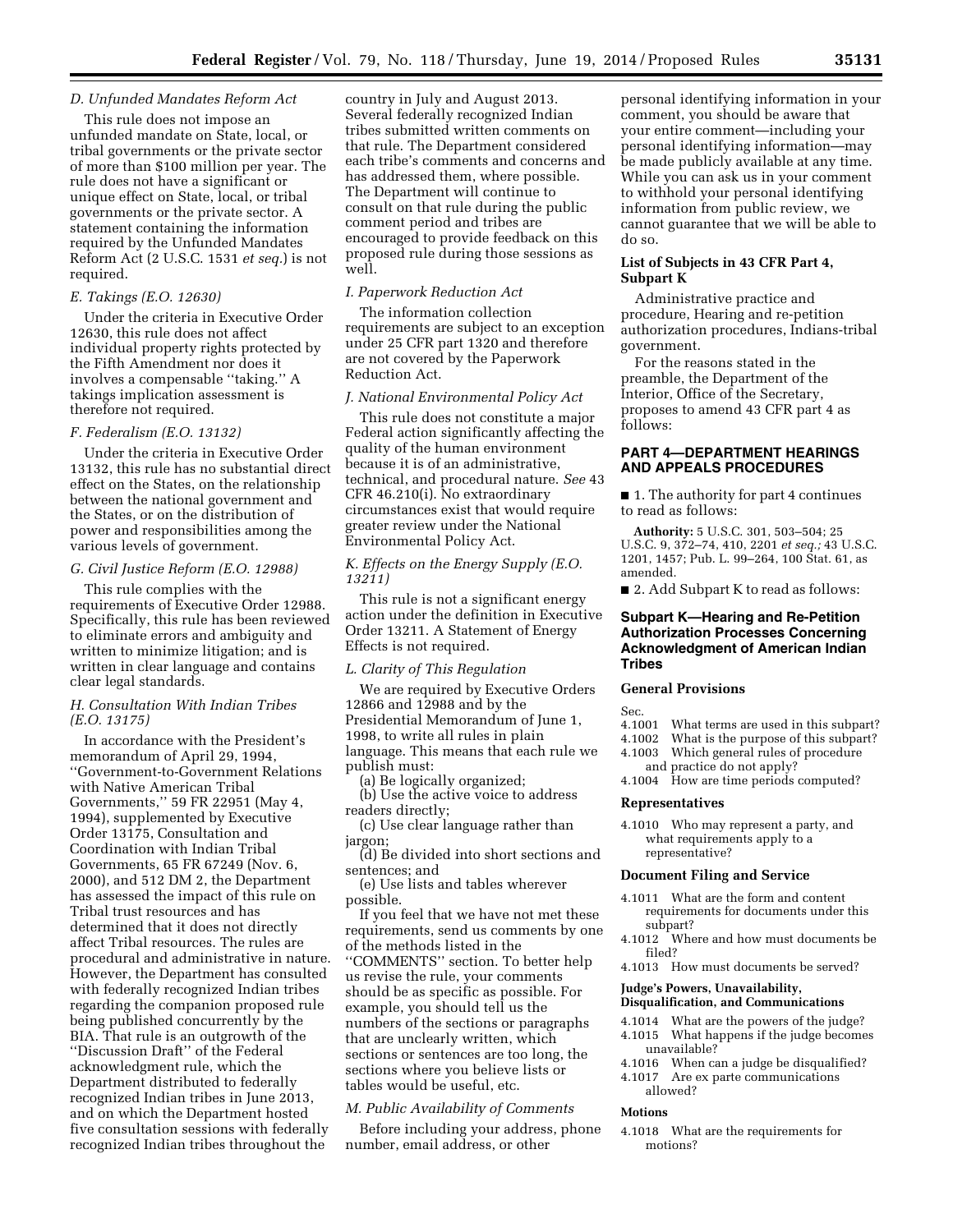### D. Unfunded Mandates Reform Act

This rule does not impose an unfunded mandate on State, local, or tribal governments or the private sector of more than $100 million per year. The rule does not have a significant or unique effect on State, local, or tribal governments or the private sector. A statement containing the information required by the Unfunded Mandates Reform Act (2 U.S.C. 1531 *et seq.*) is not required.

### E. Takings (E.O. 12630)

Under the criteria in Executive Order 12630, this rule does not affect individual property rights protected by the Fifth Amendment nor does it involves a compensable ''taking.'' A takings implication assessment is therefore not required.

### F. Federalism (E.O. 13132)

Under the criteria in Executive Order 13132, this rule has no substantial direct effect on the States, on the relationship between the national government and the States, or on the distribution of power and responsibilities among the various levels of government.

### G. Civil Justice Reform (E.O. 12988)

This rule complies with the requirements of Executive Order 12988. Specifically, this rule has been reviewed to eliminate errors and ambiguity and written to minimize litigation; and is written in clear language and contains clear legal standards.

### H. Consultation With Indian Tribes (E.O. 13175)

In accordance with the President's memorandum of April 29, 1994, ''Government-to-Government Relations with Native American Tribal Governments,'' 59 FR 22951 (May 4, 1994), supplemented by Executive Order 13175, Consultation and Coordination with Indian Tribal Governments, 65 FR 67249 (Nov. 6, 2000), and 512 DM 2, the Department has assessed the impact of this rule on Tribal trust resources and has determined that it does not directly affect Tribal resources. The rules are procedural and administrative in nature. However, the Department has consulted with federally recognized Indian tribes regarding the companion proposed rule being published concurrently by the BIA. That rule is an outgrowth of the ''Discussion Draft'' of the Federal acknowledgment rule, which the Department distributed to federally recognized Indian tribes in June 2013, and on which the Department hosted five consultation sessions with federally recognized Indian tribes throughout the country in July and August 2013. Several federally recognized Indian tribes submitted written comments on that rule. The Department considered each tribe's comments and concerns and has addressed them, where possible. The Department will continue to consult on that rule during the public comment period and tribes are encouraged to provide feedback on this proposed rule during those sessions as well.

### I. Paperwork Reduction Act

The information collection requirements are subject to an exception under 25 CFR part 1320 and therefore are not covered by the Paperwork Reduction Act.

### J. National Environmental Policy Act

This rule does not constitute a major Federal action significantly affecting the quality of the human environment because it is of an administrative, technical, and procedural nature. *See* 43 CFR 46.210(i). No extraordinary circumstances exist that would require greater review under the National Environmental Policy Act.

### K. Effects on the Energy Supply (E.O. 13211)

This rule is not a significant energy action under the definition in Executive Order 13211. A Statement of Energy Effects is not required.

### L. Clarity of This Regulation

We are required by Executive Orders 12866 and 12988 and by the Presidential Memorandum of June 1, 1998, to write all rules in plain language. This means that each rule we publish must:

(a) Be logically organized;

(b) Use the active voice to address readers directly;

(c) Use clear language rather than jargon;

(d) Be divided into short sections and sentences; and

(e) Use lists and tables wherever possible.

If you feel that we have not met these requirements, send us comments by one of the methods listed in the ''COMMENTS'' section. To better help us revise the rule, your comments should be as specific as possible. For example, you should tell us the numbers of the sections or paragraphs that are unclearly written, which sections or sentences are too long, the sections where you believe lists or tables would be useful, etc.

### M. Public Availability of Comments

Before including your address, phone number, email address, or other personal identifying information in your comment, you should be aware that your entire comment—including your personal identifying information—may be made publicly available at any time. While you can ask us in your comment to withhold your personal identifying information from public review, we cannot guarantee that we will be able to do so.

### List of Subjects in 43 CFR Part 4, Subpart K

Administrative practice and procedure, Hearing and re-petition authorization procedures, Indians-tribal government.

For the reasons stated in the preamble, the Department of the Interior, Office of the Secretary, proposes to amend 43 CFR part 4 as follows:

## PART 4—DEPARTMENT HEARINGS AND APPEALS PROCEDURES

■ 1. The authority for part 4 continues to read as follows:

**Authority:** 5 U.S.C. 301, 503–504; 25 U.S.C. 9, 372–74, 410, 2201 *et seq.;* 43 U.S.C. 1201, 1457; Pub. L. 99–264, 100 Stat. 61, as amended.

■ 2. Add Subpart K to read as follows:

### Subpart K—Hearing and Re-Petition Authorization Processes Concerning Acknowledgment of American Indian Tribes

#### General Provisions

Sec.

4.1001 What terms are used in this subpart?

4.1002 What is the purpose of this subpart?

4.1003 Which general rules of procedure and practice do not apply?

4.1004 How are time periods computed?

#### Representatives

4.1010 Who may represent a party, and what requirements apply to a representative?

#### Document Filing and Service

4.1011 What are the form and content requirements for documents under this subpart?

4.1012 Where and how must documents be filed?

4.1013 How must documents be served?

#### Judge's Powers, Unavailability, Disqualification, and Communications

4.1014 What are the powers of the judge?

4.1015 What happens if the judge becomes unavailable?

4.1016 When can a judge be disqualified?

4.1017 Are ex parte communications allowed?

#### Motions

4.1018 What are the requirements for motions?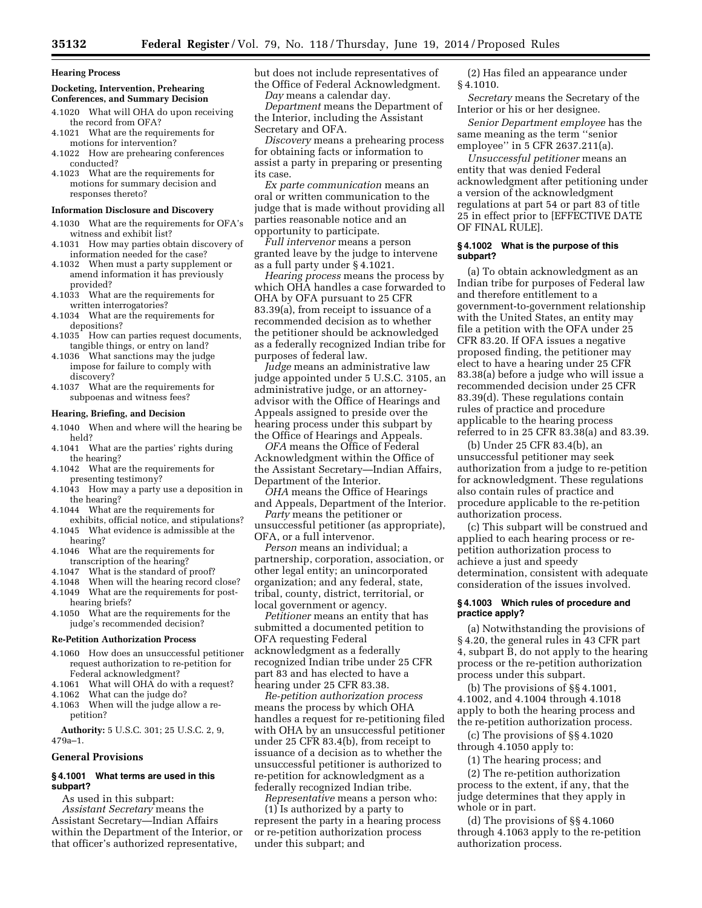### Hearing Process

#### Docketing, Intervention, Prehearing Conferences, and Summary Decision

4.1020 What will OHA do upon receiving the record from OFA?
4.1021 What are the requirements for motions for intervention?
4.1022 How are prehearing conferences conducted?
4.1023 What are the requirements for motions for summary decision and responses thereto?

#### Information Disclosure and Discovery

4.1030 What are the requirements for OFA's witness and exhibit list?
4.1031 How may parties obtain discovery of information needed for the case?
4.1032 When must a party supplement or amend information it has previously provided?
4.1033 What are the requirements for written interrogatories?
4.1034 What are the requirements for depositions?
4.1035 How can parties request documents, tangible things, or entry on land?
4.1036 What sanctions may the judge impose for failure to comply with discovery?
4.1037 What are the requirements for subpoenas and witness fees?

#### Hearing, Briefing, and Decision

4.1040 When and where will the hearing be held?
4.1041 What are the parties' rights during the hearing?
4.1042 What are the requirements for presenting testimony?
4.1043 How may a party use a deposition in the hearing?
4.1044 What are the requirements for exhibits, official notice, and stipulations?
4.1045 What evidence is admissible at the hearing?
4.1046 What are the requirements for transcription of the hearing?
4.1047 What is the standard of proof?
4.1048 When will the hearing record close?
4.1049 What are the requirements for post-hearing briefs?
4.1050 What are the requirements for the judge's recommended decision?

#### Re-Petition Authorization Process

4.1060 How does an unsuccessful petitioner request authorization to re-petition for Federal acknowledgment?
4.1061 What will OHA do with a request?
4.1062 What can the judge do?
4.1063 When will the judge allow a re-petition?

**Authority:** 5 U.S.C. 301; 25 U.S.C. 2, 9, 479a–1.

### General Provisions

#### § 4.1001 What terms are used in this subpart?

As used in this subpart:

*Assistant Secretary* means the Assistant Secretary—Indian Affairs within the Department of the Interior, or that officer's authorized representative, but does not include representatives of the Office of Federal Acknowledgment.

*Day* means a calendar day.

*Department* means the Department of the Interior, including the Assistant Secretary and OFA.

*Discovery* means a prehearing process for obtaining facts or information to assist a party in preparing or presenting its case.

*Ex parte communication* means an oral or written communication to the judge that is made without providing all parties reasonable notice and an opportunity to participate.

*Full intervenor* means a person granted leave by the judge to intervene as a full party under § 4.1021.

*Hearing process* means the process by which OHA handles a case forwarded to OHA by OFA pursuant to 25 CFR 83.39(a), from receipt to issuance of a recommended decision as to whether the petitioner should be acknowledged as a federally recognized Indian tribe for purposes of federal law.

*Judge* means an administrative law judge appointed under 5 U.S.C. 3105, an administrative judge, or an attorney-advisor with the Office of Hearings and Appeals assigned to preside over the hearing process under this subpart by the Office of Hearings and Appeals.

*OFA* means the Office of Federal Acknowledgment within the Office of the Assistant Secretary—Indian Affairs, Department of the Interior.

*OHA* means the Office of Hearings and Appeals, Department of the Interior.

*Party* means the petitioner or unsuccessful petitioner (as appropriate), OFA, or a full intervenor.

*Person* means an individual; a partnership, corporation, association, or other legal entity; an unincorporated organization; and any federal, state, tribal, county, district, territorial, or local government or agency.

*Petitioner* means an entity that has submitted a documented petition to OFA requesting Federal acknowledgment as a federally recognized Indian tribe under 25 CFR part 83 and has elected to have a hearing under 25 CFR 83.38.

*Re-petition authorization process* means the process by which OHA handles a request for re-petitioning filed with OHA by an unsuccessful petitioner under 25 CFR 83.4(b), from receipt to issuance of a decision as to whether the unsuccessful petitioner is authorized to re-petition for acknowledgment as a federally recognized Indian tribe.

*Representative* means a person who:

(1) Is authorized by a party to represent the party in a hearing process or re-petition authorization process under this subpart; and

(2) Has filed an appearance under § 4.1010.

*Secretary* means the Secretary of the Interior or his or her designee.

*Senior Department employee* has the same meaning as the term "senior employee" in 5 CFR 2637.211(a).

*Unsuccessful petitioner* means an entity that was denied Federal acknowledgment after petitioning under a version of the acknowledgment regulations at part 54 or part 83 of title 25 in effect prior to [EFFECTIVE DATE OF FINAL RULE].

#### § 4.1002 What is the purpose of this subpart?

(a) To obtain acknowledgment as an Indian tribe for purposes of Federal law and therefore entitlement to a government-to-government relationship with the United States, an entity may file a petition with the OFA under 25 CFR 83.20. If OFA issues a negative proposed finding, the petitioner may elect to have a hearing under 25 CFR 83.38(a) before a judge who will issue a recommended decision under 25 CFR 83.39(d). These regulations contain rules of practice and procedure applicable to the hearing process referred to in 25 CFR 83.38(a) and 83.39.

(b) Under 25 CFR 83.4(b), an unsuccessful petitioner may seek authorization from a judge to re-petition for acknowledgment. These regulations also contain rules of practice and procedure applicable to the re-petition authorization process.

(c) This subpart will be construed and applied to each hearing process or re-petition authorization process to achieve a just and speedy determination, consistent with adequate consideration of the issues involved.

#### § 4.1003 Which rules of procedure and practice apply?

(a) Notwithstanding the provisions of § 4.20, the general rules in 43 CFR part 4, subpart B, do not apply to the hearing process or the re-petition authorization process under this subpart.

(b) The provisions of §§ 4.1001, 4.1002, 4.1004 through 4.1018 apply to both the hearing process and the re-petition authorization process.

(c) The provisions of §§ 4.1020 through 4.1050 apply to:

(1) The hearing process; and

(2) The re-petition authorization process to the extent, if any, that the judge determines that they apply in whole or in part.

(d) The provisions of §§ 4.1060 through 4.1063 apply to the re-petition authorization process.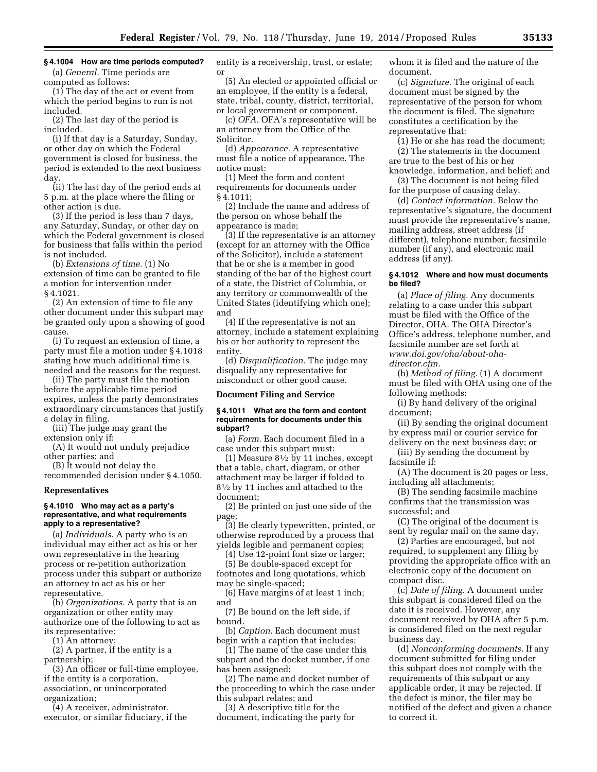### § 4.1004 How are time periods computed?

(a) *General.* Time periods are computed as follows:

(1) The day of the act or event from which the period begins to run is not included.

(2) The last day of the period is included.

(i) If that day is a Saturday, Sunday, or other day on which the Federal government is closed for business, the period is extended to the next business day.

(ii) The last day of the period ends at 5 p.m. at the place where the filing or other action is due.

(3) If the period is less than 7 days, any Saturday, Sunday, or other day on which the Federal government is closed for business that falls within the period is not included.

(b) *Extensions of time.* (1) No extension of time can be granted to file a motion for intervention under § 4.1021.

(2) An extension of time to file any other document under this subpart may be granted only upon a showing of good cause.

(i) To request an extension of time, a party must file a motion under § 4.1018 stating how much additional time is needed and the reasons for the request.

(ii) The party must file the motion before the applicable time period expires, unless the party demonstrates extraordinary circumstances that justify a delay in filing.

(iii) The judge may grant the extension only if:

(A) It would not unduly prejudice other parties; and

(B) It would not delay the recommended decision under § 4.1050.

## Representatives

### § 4.1010 Who may act as a party's representative, and what requirements apply to a representative?

(a) *Individuals.* A party who is an individual may either act as his or her own representative in the hearing process or re-petition authorization process under this subpart or authorize an attorney to act as his or her representative.

(b) *Organizations.* A party that is an organization or other entity may authorize one of the following to act as its representative:

(1) An attorney;

(2) A partner, if the entity is a partnership;

(3) An officer or full-time employee, if the entity is a corporation, association, or unincorporated organization;

(4) A receiver, administrator, executor, or similar fiduciary, if the entity is a receivership, trust, or estate; or

(5) An elected or appointed official or an employee, if the entity is a federal, state, tribal, county, district, territorial, or local government or component.

(c) *OFA.* OFA's representative will be an attorney from the Office of the Solicitor.

(d) *Appearance.* A representative must file a notice of appearance. The notice must:

(1) Meet the form and content requirements for documents under § 4.1011;

(2) Include the name and address of the person on whose behalf the appearance is made;

(3) If the representative is an attorney (except for an attorney with the Office of the Solicitor), include a statement that he or she is a member in good standing of the bar of the highest court of a state, the District of Columbia, or any territory or commonwealth of the United States (identifying which one); and

(4) If the representative is not an attorney, include a statement explaining his or her authority to represent the entity.

(d) *Disqualification.* The judge may disqualify any representative for misconduct or other good cause.

## Document Filing and Service

### § 4.1011 What are the form and content requirements for documents under this subpart?

(a) *Form.* Each document filed in a case under this subpart must:

(1) Measure 8½ by 11 inches, except that a table, chart, diagram, or other attachment may be larger if folded to 8½ by 11 inches and attached to the document;

(2) Be printed on just one side of the page;

(3) Be clearly typewritten, printed, or otherwise reproduced by a process that yields legible and permanent copies;

(4) Use 12-point font size or larger;

(5) Be double-spaced except for footnotes and long quotations, which may be single-spaced;

(6) Have margins of at least 1 inch; and

(7) Be bound on the left side, if bound.

(b) *Caption.* Each document must begin with a caption that includes:

(1) The name of the case under this subpart and the docket number, if one has been assigned;

(2) The name and docket number of the proceeding to which the case under this subpart relates; and

(3) A descriptive title for the document, indicating the party for whom it is filed and the nature of the document.

(c) *Signature.* The original of each document must be signed by the representative of the person for whom the document is filed. The signature constitutes a certification by the representative that:

(1) He or she has read the document;

(2) The statements in the document are true to the best of his or her knowledge, information, and belief; and

(3) The document is not being filed for the purpose of causing delay.

(d) *Contact information.* Below the representative's signature, the document must provide the representative's name, mailing address, street address (if different), telephone number, facsimile number (if any), and electronic mail address (if any).

### § 4.1012 Where and how must documents be filed?

(a) *Place of filing.* Any documents relating to a case under this subpart must be filed with the Office of the Director, OHA. The OHA Director's Office's address, telephone number, and facsimile number are set forth at *www.doi.gov/oha/about-oha-director.cfm.*

(b) *Method of filing.* (1) A document must be filed with OHA using one of the following methods:

(i) By hand delivery of the original document;

(ii) By sending the original document by express mail or courier service for delivery on the next business day; or

(iii) By sending the document by facsimile if:

(A) The document is 20 pages or less, including all attachments;

(B) The sending facsimile machine confirms that the transmission was successful; and

(C) The original of the document is sent by regular mail on the same day.

(2) Parties are encouraged, but not required, to supplement any filing by providing the appropriate office with an electronic copy of the document on compact disc.

(c) *Date of filing.* A document under this subpart is considered filed on the date it is received. However, any document received by OHA after 5 p.m. is considered filed on the next regular business day.

(d) *Nonconforming documents.* If any document submitted for filing under this subpart does not comply with the requirements of this subpart or any applicable order, it may be rejected. If the defect is minor, the filer may be notified of the defect and given a chance to correct it.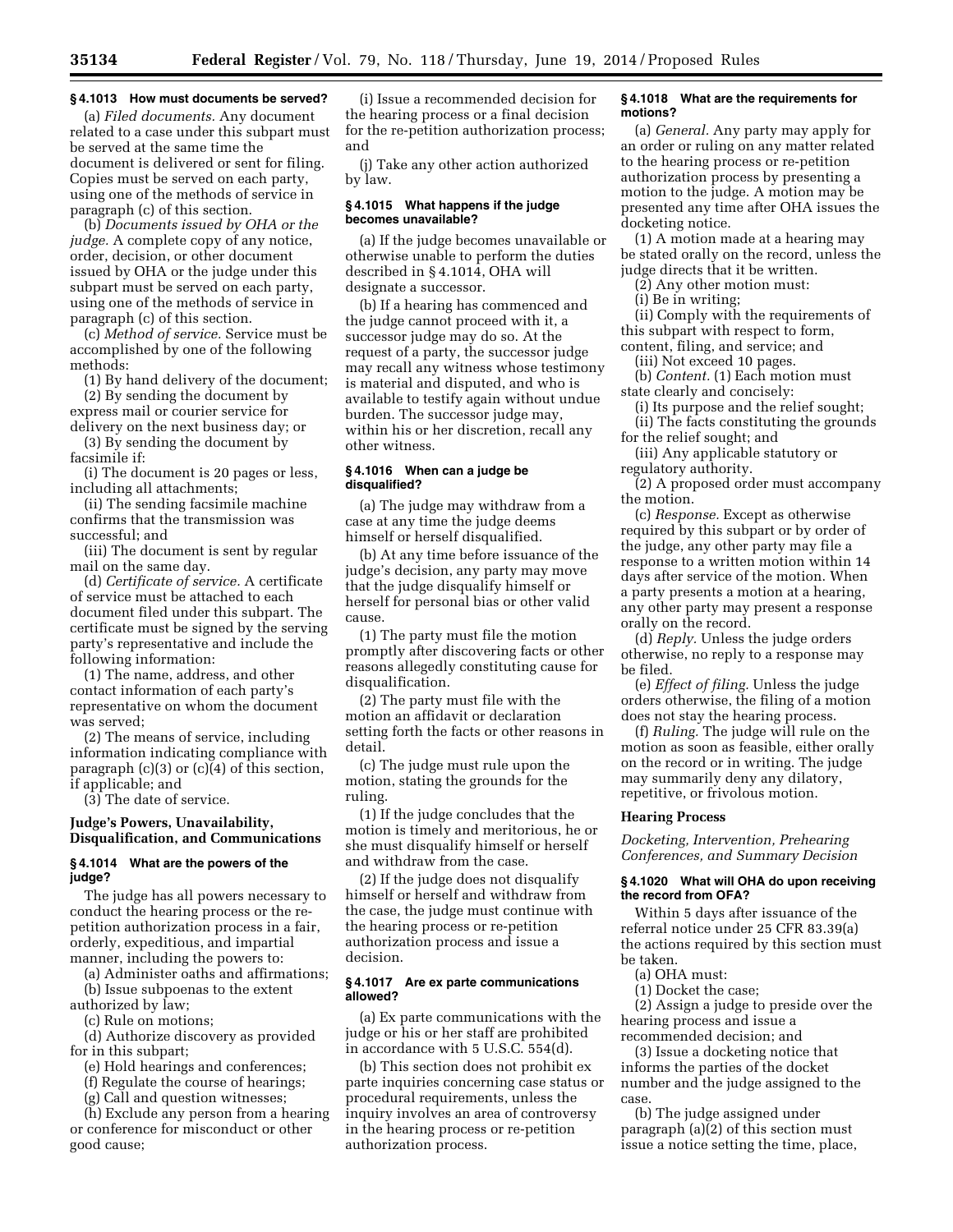### § 4.1013 How must documents be served?

(a) *Filed documents.* Any document related to a case under this subpart must be served at the same time the document is delivered or sent for filing. Copies must be served on each party, using one of the methods of service in paragraph (c) of this section.

(b) *Documents issued by OHA or the judge.* A complete copy of any notice, order, decision, or other document issued by OHA or the judge under this subpart must be served on each party, using one of the methods of service in paragraph (c) of this section.

(c) *Method of service.* Service must be accomplished by one of the following methods:

(1) By hand delivery of the document;

(2) By sending the document by express mail or courier service for delivery on the next business day; or

(3) By sending the document by facsimile if:

(i) The document is 20 pages or less, including all attachments;

(ii) The sending facsimile machine confirms that the transmission was successful; and

(iii) The document is sent by regular mail on the same day.

(d) *Certificate of service.* A certificate of service must be attached to each document filed under this subpart. The certificate must be signed by the serving party's representative and include the following information:

(1) The name, address, and other contact information of each party's representative on whom the document was served;

(2) The means of service, including information indicating compliance with paragraph (c)(3) or (c)(4) of this section, if applicable; and

(3) The date of service.

## Judge's Powers, Unavailability, Disqualification, and Communications

### § 4.1014 What are the powers of the judge?

The judge has all powers necessary to conduct the hearing process or the re-petition authorization process in a fair, orderly, expeditious, and impartial manner, including the powers to:

(a) Administer oaths and affirmations;

(b) Issue subpoenas to the extent authorized by law;

(c) Rule on motions;

(d) Authorize discovery as provided for in this subpart;

(e) Hold hearings and conferences;

(f) Regulate the course of hearings;

(g) Call and question witnesses;

(h) Exclude any person from a hearing or conference for misconduct or other good cause;

(i) Issue a recommended decision for the hearing process or a final decision for the re-petition authorization process; and

(j) Take any other action authorized by law.

### § 4.1015 What happens if the judge becomes unavailable?

(a) If the judge becomes unavailable or otherwise unable to perform the duties described in § 4.1014, OHA will designate a successor.

(b) If a hearing has commenced and the judge cannot proceed with it, a successor judge may do so. At the request of a party, the successor judge may recall any witness whose testimony is material and disputed, and who is available to testify again without undue burden. The successor judge may, within his or her discretion, recall any other witness.

### § 4.1016 When can a judge be disqualified?

(a) The judge may withdraw from a case at any time the judge deems himself or herself disqualified.

(b) At any time before issuance of the judge's decision, any party may move that the judge disqualify himself or herself for personal bias or other valid cause.

(1) The party must file the motion promptly after discovering facts or other reasons allegedly constituting cause for disqualification.

(2) The party must file with the motion an affidavit or declaration setting forth the facts or other reasons in detail.

(c) The judge must rule upon the motion, stating the grounds for the ruling.

(1) If the judge concludes that the motion is timely and meritorious, he or she must disqualify himself or herself and withdraw from the case.

(2) If the judge does not disqualify himself or herself and withdraw from the case, the judge must continue with the hearing process or re-petition authorization process and issue a decision.

### § 4.1017 Are ex parte communications allowed?

(a) Ex parte communications with the judge or his or her staff are prohibited in accordance with 5 U.S.C. 554(d).

(b) This section does not prohibit ex parte inquiries concerning case status or procedural requirements, unless the inquiry involves an area of controversy in the hearing process or re-petition authorization process.

### § 4.1018 What are the requirements for motions?

(a) *General.* Any party may apply for an order or ruling on any matter related to the hearing process or re-petition authorization process by presenting a motion to the judge. A motion may be presented any time after OHA issues the docketing notice.

(1) A motion made at a hearing may be stated orally on the record, unless the judge directs that it be written.

(2) Any other motion must:

(i) Be in writing;

(ii) Comply with the requirements of this subpart with respect to form, content, filing, and service; and

(iii) Not exceed 10 pages.

(b) *Content.* (1) Each motion must state clearly and concisely:

(i) Its purpose and the relief sought;

(ii) The facts constituting the grounds for the relief sought; and

(iii) Any applicable statutory or regulatory authority.

(2) A proposed order must accompany the motion.

(c) *Response.* Except as otherwise required by this subpart or by order of the judge, any other party may file a response to a written motion within 14 days after service of the motion. When a party presents a motion at a hearing, any other party may present a response orally on the record.

(d) *Reply.* Unless the judge orders otherwise, no reply to a response may be filed.

(e) *Effect of filing.* Unless the judge orders otherwise, the filing of a motion does not stay the hearing process.

(f) *Ruling.* The judge will rule on the motion as soon as feasible, either orally on the record or in writing. The judge may summarily deny any dilatory, repetitive, or frivolous motion.

## Hearing Process

*Docketing, Intervention, Prehearing Conferences, and Summary Decision*

### § 4.1020 What will OHA do upon receiving the record from OFA?

Within 5 days after issuance of the referral notice under 25 CFR 83.39(a) the actions required by this section must be taken.

(a) OHA must:

(1) Docket the case;

(2) Assign a judge to preside over the hearing process and issue a recommended decision; and

(3) Issue a docketing notice that informs the parties of the docket number and the judge assigned to the case.

(b) The judge assigned under paragraph (a)(2) of this section must issue a notice setting the time, place,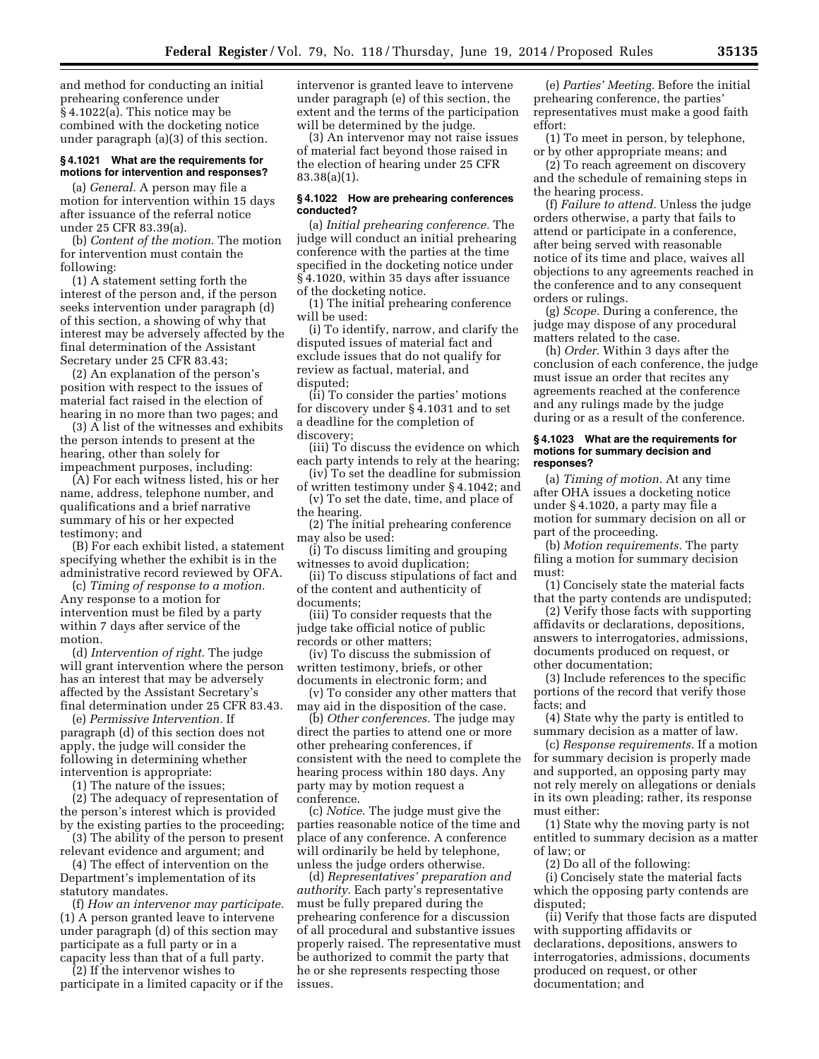and method for conducting an initial prehearing conference under § 4.1022(a). This notice may be combined with the docketing notice under paragraph (a)(3) of this section.

### § 4.1021 What are the requirements for motions for intervention and responses?

(a) *General.* A person may file a motion for intervention within 15 days after issuance of the referral notice under 25 CFR 83.39(a).

(b) *Content of the motion.* The motion for intervention must contain the following:

(1) A statement setting forth the interest of the person and, if the person seeks intervention under paragraph (d) of this section, a showing of why that interest may be adversely affected by the final determination of the Assistant Secretary under 25 CFR 83.43;

(2) An explanation of the person's position with respect to the issues of material fact raised in the election of hearing in no more than two pages; and

(3) A list of the witnesses and exhibits the person intends to present at the hearing, other than solely for impeachment purposes, including:

(A) For each witness listed, his or her name, address, telephone number, and qualifications and a brief narrative summary of his or her expected testimony; and

(B) For each exhibit listed, a statement specifying whether the exhibit is in the administrative record reviewed by OFA.

(c) *Timing of response to a motion.* Any response to a motion for intervention must be filed by a party within 7 days after service of the motion.

(d) *Intervention of right.* The judge will grant intervention where the person has an interest that may be adversely affected by the Assistant Secretary's final determination under 25 CFR 83.43.

(e) *Permissive Intervention.* If paragraph (d) of this section does not apply, the judge will consider the following in determining whether intervention is appropriate:

(1) The nature of the issues;

(2) The adequacy of representation of the person's interest which is provided by the existing parties to the proceeding;

(3) The ability of the person to present relevant evidence and argument; and

(4) The effect of intervention on the Department's implementation of its statutory mandates.

(f) *How an intervenor may participate.* (1) A person granted leave to intervene under paragraph (d) of this section may participate as a full party or in a capacity less than that of a full party.

(2) If the intervenor wishes to participate in a limited capacity or if the intervenor is granted leave to intervene under paragraph (e) of this section, the extent and the terms of the participation will be determined by the judge.

(3) An intervenor may not raise issues of material fact beyond those raised in the election of hearing under 25 CFR 83.38(a)(1).

### § 4.1022 How are prehearing conferences conducted?

(a) *Initial prehearing conference.* The judge will conduct an initial prehearing conference with the parties at the time specified in the docketing notice under § 4.1020, within 35 days after issuance of the docketing notice.

(1) The initial prehearing conference will be used:

(i) To identify, narrow, and clarify the disputed issues of material fact and exclude issues that do not qualify for review as factual, material, and disputed;

(ii) To consider the parties' motions for discovery under § 4.1031 and to set a deadline for the completion of discovery;

(iii) To discuss the evidence on which each party intends to rely at the hearing;

(iv) To set the deadline for submission of written testimony under § 4.1042; and

(v) To set the date, time, and place of the hearing.

(2) The initial prehearing conference may also be used:

(i) To discuss limiting and grouping witnesses to avoid duplication;

(ii) To discuss stipulations of fact and of the content and authenticity of documents;

(iii) To consider requests that the judge take official notice of public records or other matters;

(iv) To discuss the submission of written testimony, briefs, or other documents in electronic form; and

(v) To consider any other matters that may aid in the disposition of the case.

(b) *Other conferences.* The judge may direct the parties to attend one or more other prehearing conferences, if consistent with the need to complete the hearing process within 180 days. Any party may by motion request a conference.

(c) *Notice.* The judge must give the parties reasonable notice of the time and place of any conference. A conference will ordinarily be held by telephone, unless the judge orders otherwise.

(d) *Representatives' preparation and authority.* Each party's representative must be fully prepared during the prehearing conference for a discussion of all procedural and substantive issues properly raised. The representative must be authorized to commit the party that he or she represents respecting those issues.

(e) *Parties' Meeting.* Before the initial prehearing conference, the parties' representatives must make a good faith effort:

(1) To meet in person, by telephone, or by other appropriate means; and

(2) To reach agreement on discovery and the schedule of remaining steps in the hearing process.

(f) *Failure to attend.* Unless the judge orders otherwise, a party that fails to attend or participate in a conference, after being served with reasonable notice of its time and place, waives all objections to any agreements reached in the conference and to any consequent orders or rulings.

(g) *Scope.* During a conference, the judge may dispose of any procedural matters related to the case.

(h) *Order.* Within 3 days after the conclusion of each conference, the judge must issue an order that recites any agreements reached at the conference and any rulings made by the judge during or as a result of the conference.

### § 4.1023 What are the requirements for motions for summary decision and responses?

(a) *Timing of motion.* At any time after OHA issues a docketing notice under § 4.1020, a party may file a motion for summary decision on all or part of the proceeding.

(b) *Motion requirements.* The party filing a motion for summary decision must:

(1) Concisely state the material facts that the party contends are undisputed;

(2) Verify those facts with supporting affidavits or declarations, depositions, answers to interrogatories, admissions, documents produced on request, or other documentation;

(3) Include references to the specific portions of the record that verify those facts; and

(4) State why the party is entitled to summary decision as a matter of law.

(c) *Response requirements.* If a motion for summary decision is properly made and supported, an opposing party may not rely merely on allegations or denials in its own pleading; rather, its response must either:

(1) State why the moving party is not entitled to summary decision as a matter of law; or

(2) Do all of the following:

(i) Concisely state the material facts which the opposing party contends are disputed;

(ii) Verify that those facts are disputed with supporting affidavits or declarations, depositions, answers to interrogatories, admissions, documents produced on request, or other documentation; and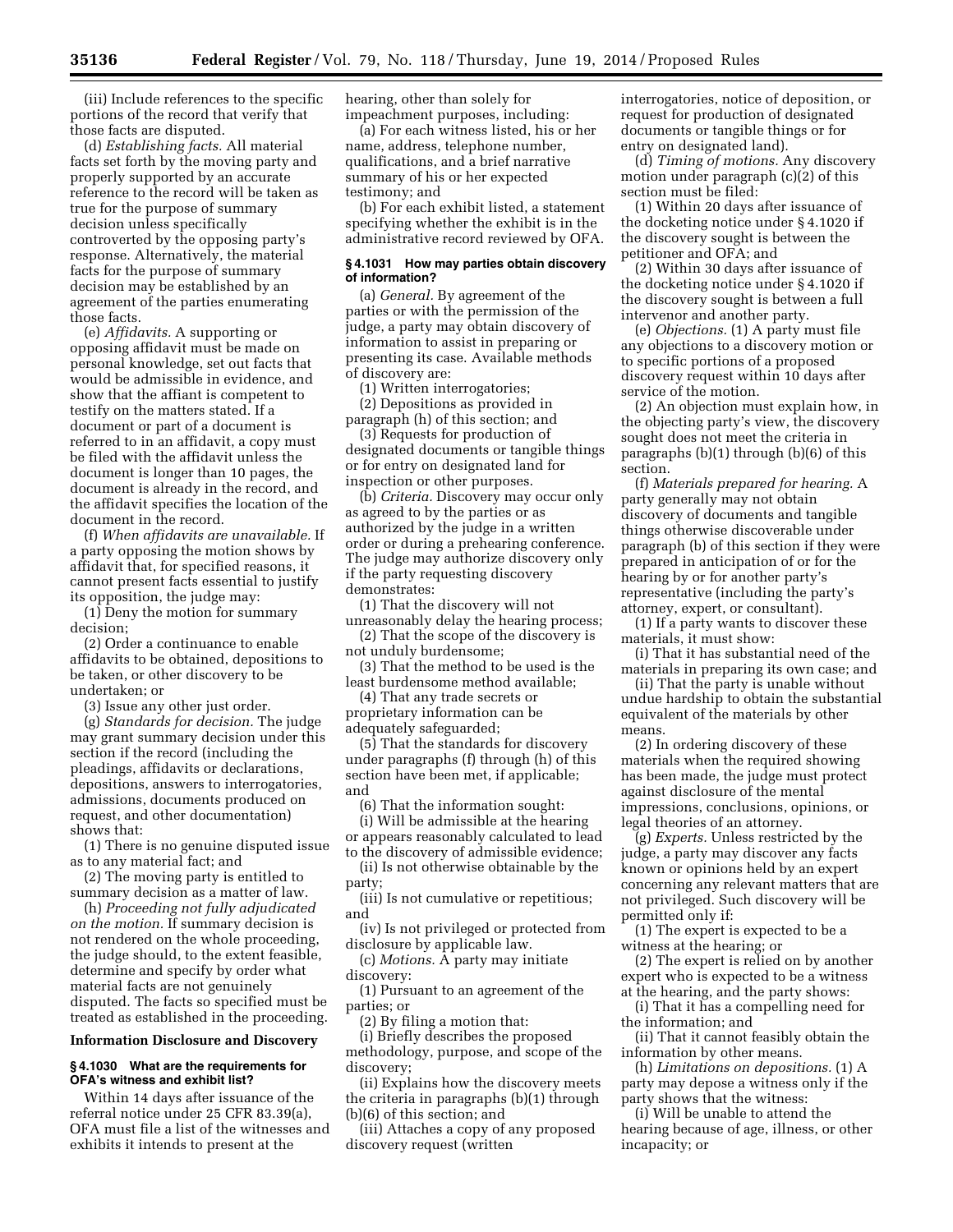(iii) Include references to the specific portions of the record that verify that those facts are disputed.

(d) *Establishing facts.* All material facts set forth by the moving party and properly supported by an accurate reference to the record will be taken as true for the purpose of summary decision unless specifically controverted by the opposing party's response. Alternatively, the material facts for the purpose of summary decision may be established by an agreement of the parties enumerating those facts.

(e) *Affidavits.* A supporting or opposing affidavit must be made on personal knowledge, set out facts that would be admissible in evidence, and show that the affiant is competent to testify on the matters stated. If a document or part of a document is referred to in an affidavit, a copy must be filed with the affidavit unless the document is longer than 10 pages, the document is already in the record, and the affidavit specifies the location of the document in the record.

(f) *When affidavits are unavailable.* If a party opposing the motion shows by affidavit that, for specified reasons, it cannot present facts essential to justify its opposition, the judge may:

(1) Deny the motion for summary decision;

(2) Order a continuance to enable affidavits to be obtained, depositions to be taken, or other discovery to be undertaken; or

(3) Issue any other just order.

(g) *Standards for decision.* The judge may grant summary decision under this section if the record (including the pleadings, affidavits or declarations, depositions, answers to interrogatories, admissions, documents produced on request, and other documentation) shows that:

(1) There is no genuine disputed issue as to any material fact; and

(2) The moving party is entitled to summary decision as a matter of law.

(h) *Proceeding not fully adjudicated on the motion.* If summary decision is not rendered on the whole proceeding, the judge should, to the extent feasible, determine and specify by order what material facts are not genuinely disputed. The facts so specified must be treated as established in the proceeding.

## Information Disclosure and Discovery

### § 4.1030 What are the requirements for OFA's witness and exhibit list?

Within 14 days after issuance of the referral notice under 25 CFR 83.39(a), OFA must file a list of the witnesses and exhibits it intends to present at the hearing, other than solely for impeachment purposes, including:

(a) For each witness listed, his or her name, address, telephone number, qualifications, and a brief narrative summary of his or her expected testimony; and

(b) For each exhibit listed, a statement specifying whether the exhibit is in the administrative record reviewed by OFA.

### § 4.1031 How may parties obtain discovery of information?

(a) *General.* By agreement of the parties or with the permission of the judge, a party may obtain discovery of information to assist in preparing or presenting its case. Available methods of discovery are:

(1) Written interrogatories;

(2) Depositions as provided in paragraph (h) of this section; and

(3) Requests for production of designated documents or tangible things or for entry on designated land for inspection or other purposes.

(b) *Criteria.* Discovery may occur only as agreed to by the parties or as authorized by the judge in a written order or during a prehearing conference. The judge may authorize discovery only if the party requesting discovery demonstrates:

(1) That the discovery will not unreasonably delay the hearing process;

(2) That the scope of the discovery is not unduly burdensome;

(3) That the method to be used is the least burdensome method available;

(4) That any trade secrets or proprietary information can be adequately safeguarded;

(5) That the standards for discovery under paragraphs (f) through (h) of this section have been met, if applicable; and

(6) That the information sought:

(i) Will be admissible at the hearing or appears reasonably calculated to lead to the discovery of admissible evidence;

(ii) Is not otherwise obtainable by the party;

(iii) Is not cumulative or repetitious; and

(iv) Is not privileged or protected from disclosure by applicable law.

(c) *Motions.* A party may initiate discovery:

(1) Pursuant to an agreement of the parties; or

(2) By filing a motion that:

(i) Briefly describes the proposed methodology, purpose, and scope of the discovery;

(ii) Explains how the discovery meets the criteria in paragraphs (b)(1) through (b)(6) of this section; and

(iii) Attaches a copy of any proposed discovery request (written interrogatories, notice of deposition, or request for production of designated documents or tangible things or for entry on designated land).

(d) *Timing of motions.* Any discovery motion under paragraph (c)(2) of this section must be filed:

(1) Within 20 days after issuance of the docketing notice under § 4.1020 if the discovery sought is between the petitioner and OFA; and

(2) Within 30 days after issuance of the docketing notice under § 4.1020 if the discovery sought is between a full intervenor and another party.

(e) *Objections.* (1) A party must file any objections to a discovery motion or to specific portions of a proposed discovery request within 10 days after service of the motion.

(2) An objection must explain how, in the objecting party's view, the discovery sought does not meet the criteria in paragraphs (b)(1) through (b)(6) of this section.

(f) *Materials prepared for hearing.* A party generally may not obtain discovery of documents and tangible things otherwise discoverable under paragraph (b) of this section if they were prepared in anticipation of or for the hearing by or for another party's representative (including the party's attorney, expert, or consultant).

(1) If a party wants to discover these materials, it must show:

(i) That it has substantial need of the materials in preparing its own case; and

(ii) That the party is unable without undue hardship to obtain the substantial equivalent of the materials by other means.

(2) In ordering discovery of these materials when the required showing has been made, the judge must protect against disclosure of the mental impressions, conclusions, opinions, or legal theories of an attorney.

(g) *Experts.* Unless restricted by the judge, a party may discover any facts known or opinions held by an expert concerning any relevant matters that are not privileged. Such discovery will be permitted only if:

(1) The expert is expected to be a witness at the hearing; or

(2) The expert is relied on by another expert who is expected to be a witness at the hearing, and the party shows:

(i) That it has a compelling need for the information; and

(ii) That it cannot feasibly obtain the information by other means.

(h) *Limitations on depositions.* (1) A party may depose a witness only if the party shows that the witness:

(i) Will be unable to attend the hearing because of age, illness, or other incapacity; or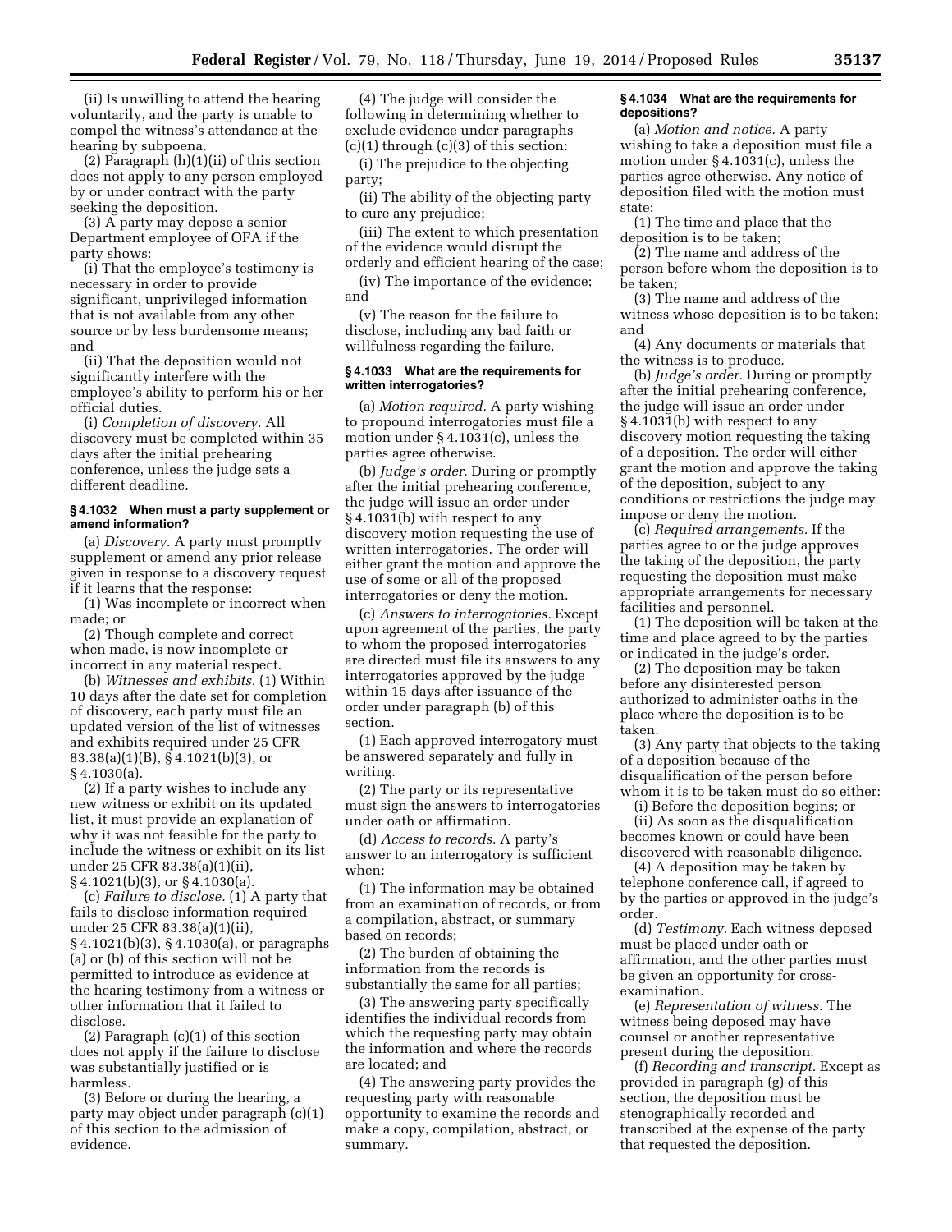(ii) Is unwilling to attend the hearing voluntarily, and the party is unable to compel the witness's attendance at the hearing by subpoena.

(2) Paragraph (h)(1)(ii) of this section does not apply to any person employed by or under contract with the party seeking the deposition.

(3) A party may depose a senior Department employee of OFA if the party shows:

(i) That the employee's testimony is necessary in order to provide significant, unprivileged information that is not available from any other source or by less burdensome means; and

(ii) That the deposition would not significantly interfere with the employee's ability to perform his or her official duties.

(i) *Completion of discovery.* All discovery must be completed within 35 days after the initial prehearing conference, unless the judge sets a different deadline.

#### § 4.1032 When must a party supplement or amend information?

(a) *Discovery.* A party must promptly supplement or amend any prior release given in response to a discovery request if it learns that the response:

(1) Was incomplete or incorrect when made; or

(2) Though complete and correct when made, is now incomplete or incorrect in any material respect.

(b) *Witnesses and exhibits.* (1) Within 10 days after the date set for completion of discovery, each party must file an updated version of the list of witnesses and exhibits required under 25 CFR 83.38(a)(1)(B), § 4.1021(b)(3), or § 4.1030(a).

(2) If a party wishes to include any new witness or exhibit on its updated list, it must provide an explanation of why it was not feasible for the party to include the witness or exhibit on its list under 25 CFR 83.38(a)(1)(ii), § 4.1021(b)(3), or § 4.1030(a).

(c) *Failure to disclose.* (1) A party that fails to disclose information required under 25 CFR 83.38(a)(1)(ii), § 4.1021(b)(3), § 4.1030(a), or paragraphs (a) or (b) of this section will not be permitted to introduce as evidence at the hearing testimony from a witness or other information that it failed to disclose.

(2) Paragraph (c)(1) of this section does not apply if the failure to disclose was substantially justified or is harmless.

(3) Before or during the hearing, a party may object under paragraph (c)(1) of this section to the admission of evidence.

(4) The judge will consider the following in determining whether to exclude evidence under paragraphs (c)(1) through (c)(3) of this section:

(i) The prejudice to the objecting party;

(ii) The ability of the objecting party to cure any prejudice;

(iii) The extent to which presentation of the evidence would disrupt the orderly and efficient hearing of the case;

(iv) The importance of the evidence; and

(v) The reason for the failure to disclose, including any bad faith or willfulness regarding the failure.

#### § 4.1033 What are the requirements for written interrogatories?

(a) *Motion required.* A party wishing to propound interrogatories must file a motion under § 4.1031(c), unless the parties agree otherwise.

(b) *Judge's order.* During or promptly after the initial prehearing conference, the judge will issue an order under § 4.1031(b) with respect to any discovery motion requesting the use of written interrogatories. The order will either grant the motion and approve the use of some or all of the proposed interrogatories or deny the motion.

(c) *Answers to interrogatories.* Except upon agreement of the parties, the party to whom the proposed interrogatories are directed must file its answers to any interrogatories approved by the judge within 15 days after issuance of the order under paragraph (b) of this section.

(1) Each approved interrogatory must be answered separately and fully in writing.

(2) The party or its representative must sign the answers to interrogatories under oath or affirmation.

(d) *Access to records.* A party's answer to an interrogatory is sufficient when:

(1) The information may be obtained from an examination of records, or from a compilation, abstract, or summary based on records;

(2) The burden of obtaining the information from the records is substantially the same for all parties;

(3) The answering party specifically identifies the individual records from which the requesting party may obtain the information and where the records are located; and

(4) The answering party provides the requesting party with reasonable opportunity to examine the records and make a copy, compilation, abstract, or summary.

#### § 4.1034 What are the requirements for depositions?

(a) *Motion and notice.* A party wishing to take a deposition must file a motion under § 4.1031(c), unless the parties agree otherwise. Any notice of deposition filed with the motion must state:

(1) The time and place that the deposition is to be taken;

(2) The name and address of the person before whom the deposition is to be taken;

(3) The name and address of the witness whose deposition is to be taken; and

(4) Any documents or materials that the witness is to produce.

(b) *Judge's order.* During or promptly after the initial prehearing conference, the judge will issue an order under § 4.1031(b) with respect to any discovery motion requesting the taking of a deposition. The order will either grant the motion and approve the taking of the deposition, subject to any conditions or restrictions the judge may impose or deny the motion.

(c) *Required arrangements.* If the parties agree to or the judge approves the taking of the deposition, the party requesting the deposition must make appropriate arrangements for necessary facilities and personnel.

(1) The deposition will be taken at the time and place agreed to by the parties or indicated in the judge's order.

(2) The deposition may be taken before any disinterested person authorized to administer oaths in the place where the deposition is to be taken.

(3) Any party that objects to the taking of a deposition because of the disqualification of the person before whom it is to be taken must do so either:

(i) Before the deposition begins; or

(ii) As soon as the disqualification becomes known or could have been discovered with reasonable diligence.

(4) A deposition may be taken by telephone conference call, if agreed to by the parties or approved in the judge's order.

(d) *Testimony.* Each witness deposed must be placed under oath or affirmation, and the other parties must be given an opportunity for cross-examination.

(e) *Representation of witness.* The witness being deposed may have counsel or another representative present during the deposition.

(f) *Recording and transcript.* Except as provided in paragraph (g) of this section, the deposition must be stenographically recorded and transcribed at the expense of the party that requested the deposition.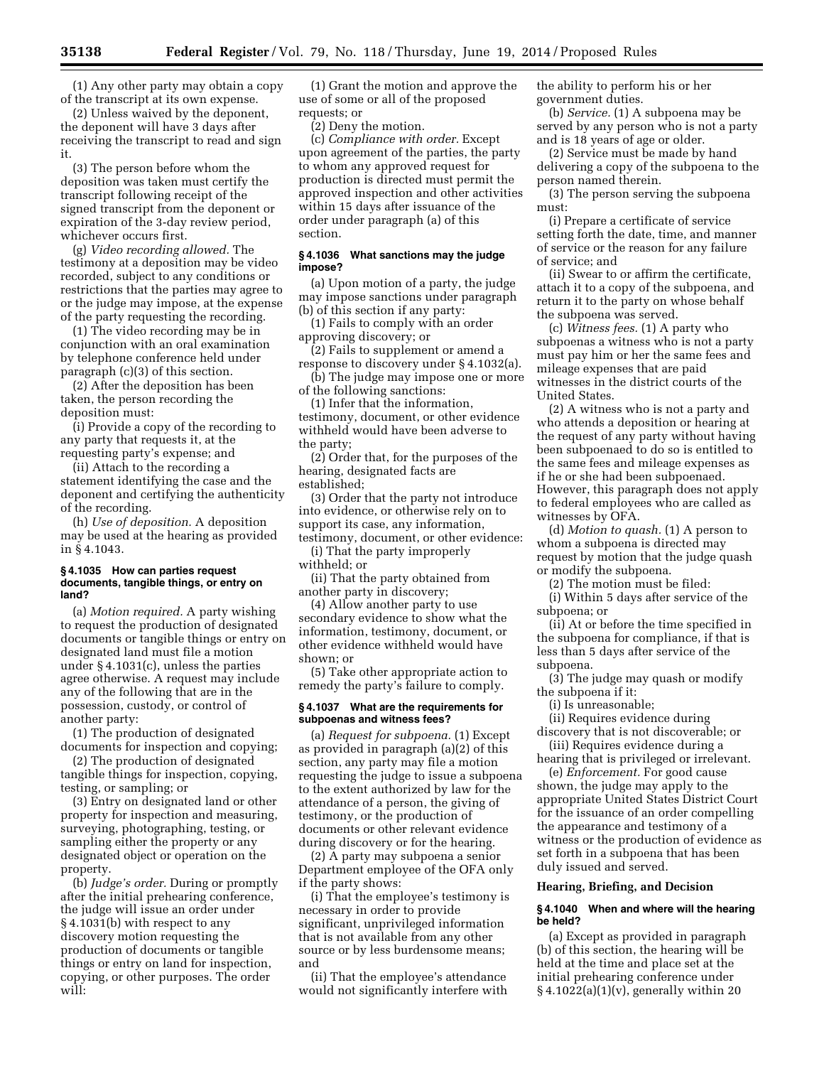(1) Any other party may obtain a copy of the transcript at its own expense.

(2) Unless waived by the deponent, the deponent will have 3 days after receiving the transcript to read and sign it.

(3) The person before whom the deposition was taken must certify the transcript following receipt of the signed transcript from the deponent or expiration of the 3-day review period, whichever occurs first.

(g) *Video recording allowed.* The testimony at a deposition may be video recorded, subject to any conditions or restrictions that the parties may agree to or the judge may impose, at the expense of the party requesting the recording.

(1) The video recording may be in conjunction with an oral examination by telephone conference held under paragraph (c)(3) of this section.

(2) After the deposition has been taken, the person recording the deposition must:

(i) Provide a copy of the recording to any party that requests it, at the requesting party's expense; and

(ii) Attach to the recording a statement identifying the case and the deponent and certifying the authenticity of the recording.

(h) *Use of deposition.* A deposition may be used at the hearing as provided in § 4.1043.

### § 4.1035 How can parties request documents, tangible things, or entry on land?

(a) *Motion required.* A party wishing to request the production of designated documents or tangible things or entry on designated land must file a motion under § 4.1031(c), unless the parties agree otherwise. A request may include any of the following that are in the possession, custody, or control of another party:

(1) The production of designated documents for inspection and copying;

(2) The production of designated tangible things for inspection, copying, testing, or sampling; or

(3) Entry on designated land or other property for inspection and measuring, surveying, photographing, testing, or sampling either the property or any designated object or operation on the property.

(b) *Judge's order.* During or promptly after the initial prehearing conference, the judge will issue an order under § 4.1031(b) with respect to any discovery motion requesting the production of documents or tangible things or entry on land for inspection, copying, or other purposes. The order will:

(1) Grant the motion and approve the use of some or all of the proposed requests; or

(2) Deny the motion.

(c) *Compliance with order.* Except upon agreement of the parties, the party to whom any approved request for production is directed must permit the approved inspection and other activities within 15 days after issuance of the order under paragraph (a) of this section.

### § 4.1036 What sanctions may the judge impose?

(a) Upon motion of a party, the judge may impose sanctions under paragraph (b) of this section if any party:

(1) Fails to comply with an order approving discovery; or

(2) Fails to supplement or amend a response to discovery under § 4.1032(a).

(b) The judge may impose one or more of the following sanctions:

(1) Infer that the information, testimony, document, or other evidence withheld would have been adverse to the party;

(2) Order that, for the purposes of the hearing, designated facts are established;

(3) Order that the party not introduce into evidence, or otherwise rely on to support its case, any information, testimony, document, or other evidence:

(i) That the party improperly withheld; or

(ii) That the party obtained from another party in discovery;

(4) Allow another party to use secondary evidence to show what the information, testimony, document, or other evidence withheld would have shown; or

(5) Take other appropriate action to remedy the party's failure to comply.

### § 4.1037 What are the requirements for subpoenas and witness fees?

(a) *Request for subpoena.* (1) Except as provided in paragraph (a)(2) of this section, any party may file a motion requesting the judge to issue a subpoena to the extent authorized by law for the attendance of a person, the giving of testimony, or the production of documents or other relevant evidence during discovery or for the hearing.

(2) A party may subpoena a senior Department employee of the OFA only if the party shows:

(i) That the employee's testimony is necessary in order to provide significant, unprivileged information that is not available from any other source or by less burdensome means; and

(ii) That the employee's attendance would not significantly interfere with the ability to perform his or her government duties.

(b) *Service.* (1) A subpoena may be served by any person who is not a party and is 18 years of age or older.

(2) Service must be made by hand delivering a copy of the subpoena to the person named therein.

(3) The person serving the subpoena must:

(i) Prepare a certificate of service setting forth the date, time, and manner of service or the reason for any failure of service; and

(ii) Swear to or affirm the certificate, attach it to a copy of the subpoena, and return it to the party on whose behalf the subpoena was served.

(c) *Witness fees.* (1) A party who subpoenas a witness who is not a party must pay him or her the same fees and mileage expenses that are paid witnesses in the district courts of the United States.

(2) A witness who is not a party and who attends a deposition or hearing at the request of any party without having been subpoenaed to do so is entitled to the same fees and mileage expenses as if he or she had been subpoenaed. However, this paragraph does not apply to federal employees who are called as witnesses by OFA.

(d) *Motion to quash.* (1) A person to whom a subpoena is directed may request by motion that the judge quash or modify the subpoena.

(2) The motion must be filed:

(i) Within 5 days after service of the subpoena; or

(ii) At or before the time specified in the subpoena for compliance, if that is less than 5 days after service of the subpoena.

(3) The judge may quash or modify the subpoena if it:

(i) Is unreasonable;

(ii) Requires evidence during discovery that is not discoverable; or

(iii) Requires evidence during a hearing that is privileged or irrelevant.

(e) *Enforcement.* For good cause shown, the judge may apply to the appropriate United States District Court for the issuance of an order compelling the appearance and testimony of a witness or the production of evidence as set forth in a subpoena that has been duly issued and served.

## Hearing, Briefing, and Decision

### § 4.1040 When and where will the hearing be held?

(a) Except as provided in paragraph (b) of this section, the hearing will be held at the time and place set at the initial prehearing conference under § 4.1022(a)(1)(v), generally within 20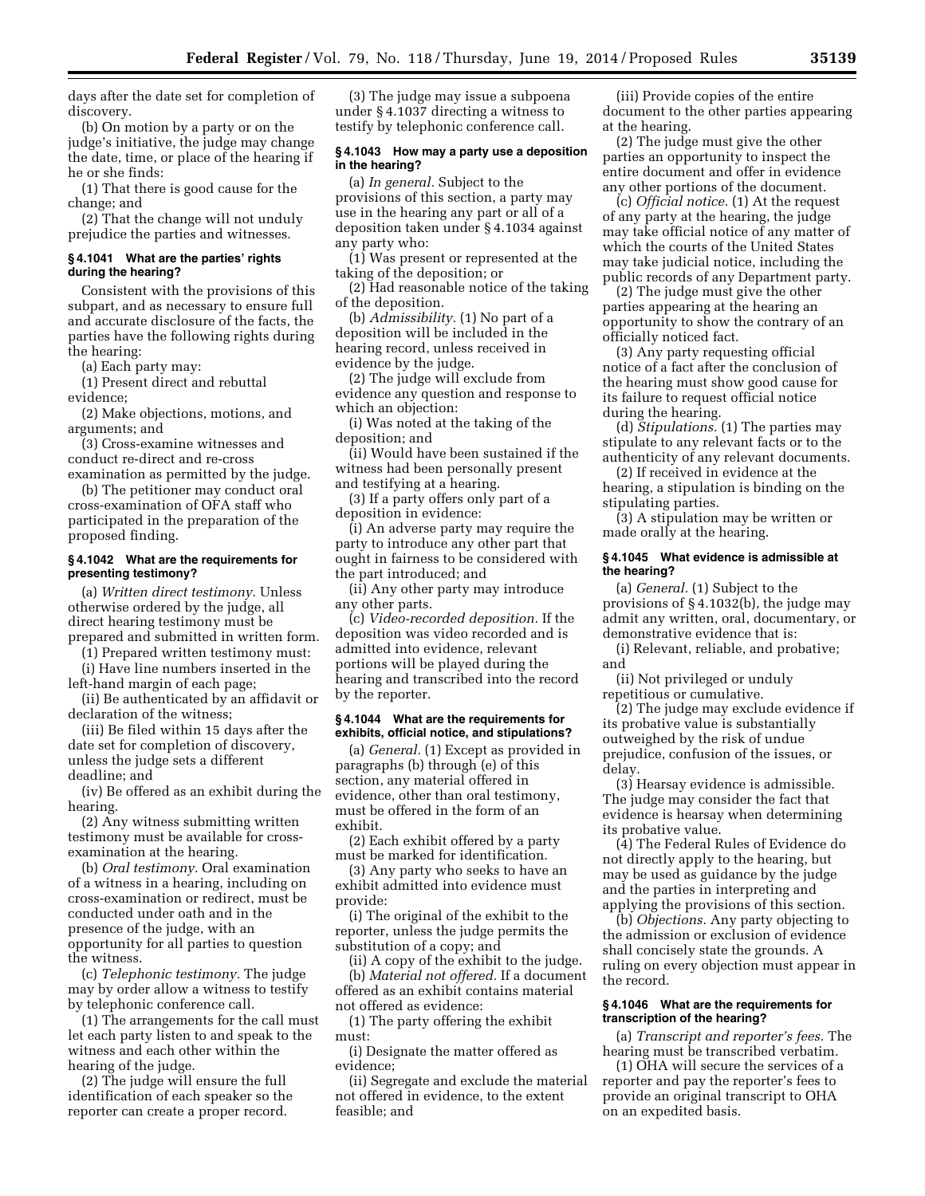days after the date set for completion of discovery.

(b) On motion by a party or on the judge's initiative, the judge may change the date, time, or place of the hearing if he or she finds:

(1) That there is good cause for the change; and

(2) That the change will not unduly prejudice the parties and witnesses.

### § 4.1041 What are the parties' rights during the hearing?

Consistent with the provisions of this subpart, and as necessary to ensure full and accurate disclosure of the facts, the parties have the following rights during the hearing:

(a) Each party may:

(1) Present direct and rebuttal evidence;

(2) Make objections, motions, and arguments; and

(3) Cross-examine witnesses and conduct re-direct and re-cross examination as permitted by the judge.

(b) The petitioner may conduct oral cross-examination of OFA staff who participated in the preparation of the proposed finding.

### § 4.1042 What are the requirements for presenting testimony?

(a) *Written direct testimony.* Unless otherwise ordered by the judge, all direct hearing testimony must be prepared and submitted in written form.

(1) Prepared written testimony must:

(i) Have line numbers inserted in the left-hand margin of each page;

(ii) Be authenticated by an affidavit or declaration of the witness;

(iii) Be filed within 15 days after the date set for completion of discovery, unless the judge sets a different deadline; and

(iv) Be offered as an exhibit during the hearing.

(2) Any witness submitting written testimony must be available for cross-examination at the hearing.

(b) *Oral testimony.* Oral examination of a witness in a hearing, including on cross-examination or redirect, must be conducted under oath and in the presence of the judge, with an opportunity for all parties to question the witness.

(c) *Telephonic testimony.* The judge may by order allow a witness to testify by telephonic conference call.

(1) The arrangements for the call must let each party listen to and speak to the witness and each other within the hearing of the judge.

(2) The judge will ensure the full identification of each speaker so the reporter can create a proper record.

(3) The judge may issue a subpoena under § 4.1037 directing a witness to testify by telephonic conference call.

### § 4.1043 How may a party use a deposition in the hearing?

(a) *In general.* Subject to the provisions of this section, a party may use in the hearing any part or all of a deposition taken under § 4.1034 against any party who:

(1) Was present or represented at the taking of the deposition; or

(2) Had reasonable notice of the taking of the deposition.

(b) *Admissibility.* (1) No part of a deposition will be included in the hearing record, unless received in evidence by the judge.

(2) The judge will exclude from evidence any question and response to which an objection:

(i) Was noted at the taking of the deposition; and

(ii) Would have been sustained if the witness had been personally present and testifying at a hearing.

(3) If a party offers only part of a deposition in evidence:

(i) An adverse party may require the party to introduce any other part that ought in fairness to be considered with the part introduced; and

(ii) Any other party may introduce any other parts.

(c) *Video-recorded deposition.* If the deposition was video recorded and is admitted into evidence, relevant portions will be played during the hearing and transcribed into the record by the reporter.

### § 4.1044 What are the requirements for exhibits, official notice, and stipulations?

(a) *General.* (1) Except as provided in paragraphs (b) through (e) of this section, any material offered in evidence, other than oral testimony, must be offered in the form of an exhibit.

(2) Each exhibit offered by a party must be marked for identification.

(3) Any party who seeks to have an exhibit admitted into evidence must provide:

(i) The original of the exhibit to the reporter, unless the judge permits the substitution of a copy; and

(ii) A copy of the exhibit to the judge.

(b) *Material not offered.* If a document offered as an exhibit contains material not offered as evidence:

(1) The party offering the exhibit must:

(i) Designate the matter offered as evidence;

(ii) Segregate and exclude the material not offered in evidence, to the extent feasible; and

(iii) Provide copies of the entire document to the other parties appearing at the hearing.

(2) The judge must give the other parties an opportunity to inspect the entire document and offer in evidence any other portions of the document.

(c) *Official notice.* (1) At the request of any party at the hearing, the judge may take official notice of any matter of which the courts of the United States may take judicial notice, including the public records of any Department party.

(2) The judge must give the other parties appearing at the hearing an opportunity to show the contrary of an officially noticed fact.

(3) Any party requesting official notice of a fact after the conclusion of the hearing must show good cause for its failure to request official notice during the hearing.

(d) *Stipulations.* (1) The parties may stipulate to any relevant facts or to the authenticity of any relevant documents.

(2) If received in evidence at the hearing, a stipulation is binding on the stipulating parties.

(3) A stipulation may be written or made orally at the hearing.

### § 4.1045 What evidence is admissible at the hearing?

(a) *General.* (1) Subject to the provisions of § 4.1032(b), the judge may admit any written, oral, documentary, or demonstrative evidence that is:

(i) Relevant, reliable, and probative; and

(ii) Not privileged or unduly repetitious or cumulative.

(2) The judge may exclude evidence if its probative value is substantially outweighed by the risk of undue prejudice, confusion of the issues, or delay.

(3) Hearsay evidence is admissible. The judge may consider the fact that evidence is hearsay when determining its probative value.

(4) The Federal Rules of Evidence do not directly apply to the hearing, but may be used as guidance by the judge and the parties in interpreting and applying the provisions of this section.

(b) *Objections.* Any party objecting to the admission or exclusion of evidence shall concisely state the grounds. A ruling on every objection must appear in the record.

### § 4.1046 What are the requirements for transcription of the hearing?

(a) *Transcript and reporter's fees.* The hearing must be transcribed verbatim.

(1) OHA will secure the services of a reporter and pay the reporter's fees to provide an original transcript to OHA on an expedited basis.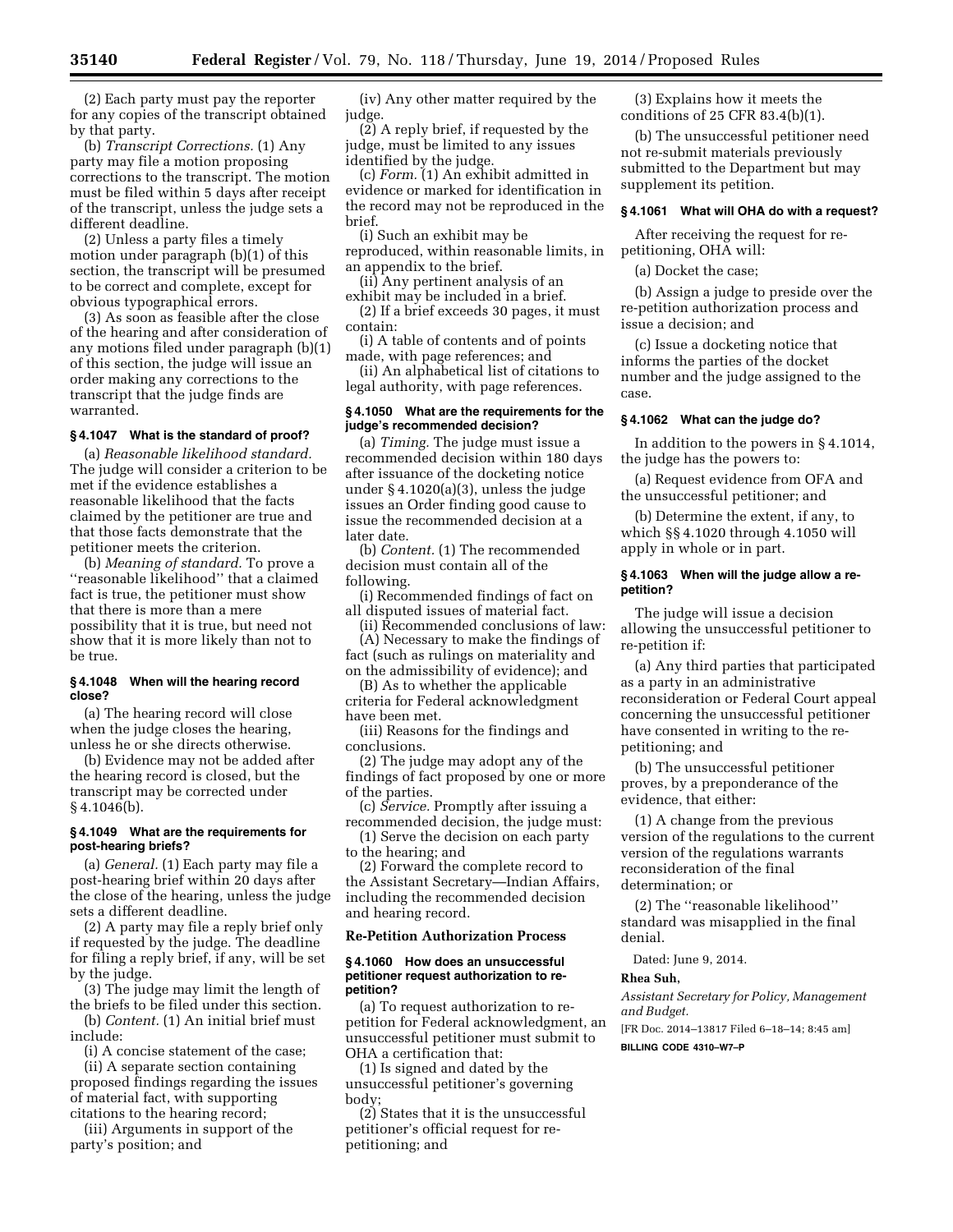(2) Each party must pay the reporter for any copies of the transcript obtained by that party.

(b) *Transcript Corrections.* (1) Any party may file a motion proposing corrections to the transcript. The motion must be filed within 5 days after receipt of the transcript, unless the judge sets a different deadline.

(2) Unless a party files a timely motion under paragraph (b)(1) of this section, the transcript will be presumed to be correct and complete, except for obvious typographical errors.

(3) As soon as feasible after the close of the hearing and after consideration of any motions filed under paragraph (b)(1) of this section, the judge will issue an order making any corrections to the transcript that the judge finds are warranted.

#### § 4.1047 What is the standard of proof?

(a) *Reasonable likelihood standard.* The judge will consider a criterion to be met if the evidence establishes a reasonable likelihood that the facts claimed by the petitioner are true and that those facts demonstrate that the petitioner meets the criterion.

(b) *Meaning of standard.* To prove a ''reasonable likelihood'' that a claimed fact is true, the petitioner must show that there is more than a mere possibility that it is true, but need not show that it is more likely than not to be true.

#### § 4.1048 When will the hearing record close?

(a) The hearing record will close when the judge closes the hearing, unless he or she directs otherwise.

(b) Evidence may not be added after the hearing record is closed, but the transcript may be corrected under § 4.1046(b).

#### § 4.1049 What are the requirements for post-hearing briefs?

(a) *General.* (1) Each party may file a post-hearing brief within 20 days after the close of the hearing, unless the judge sets a different deadline.

(2) A party may file a reply brief only if requested by the judge. The deadline for filing a reply brief, if any, will be set by the judge.

(3) The judge may limit the length of the briefs to be filed under this section.

(b) *Content.* (1) An initial brief must include:

(i) A concise statement of the case;

(ii) A separate section containing proposed findings regarding the issues of material fact, with supporting citations to the hearing record;

(iii) Arguments in support of the party's position; and

(iv) Any other matter required by the judge.

(2) A reply brief, if requested by the judge, must be limited to any issues identified by the judge.

(c) *Form.* (1) An exhibit admitted in evidence or marked for identification in the record may not be reproduced in the brief.

(i) Such an exhibit may be reproduced, within reasonable limits, in an appendix to the brief.

(ii) Any pertinent analysis of an exhibit may be included in a brief.

(2) If a brief exceeds 30 pages, it must contain:

(i) A table of contents and of points made, with page references; and

(ii) An alphabetical list of citations to legal authority, with page references.

#### § 4.1050 What are the requirements for the judge's recommended decision?

(a) *Timing.* The judge must issue a recommended decision within 180 days after issuance of the docketing notice under § 4.1020(a)(3), unless the judge issues an Order finding good cause to issue the recommended decision at a later date.

(b) *Content.* (1) The recommended decision must contain all of the following.

(i) Recommended findings of fact on all disputed issues of material fact.

(ii) Recommended conclusions of law:

(A) Necessary to make the findings of fact (such as rulings on materiality and on the admissibility of evidence); and

(B) As to whether the applicable criteria for Federal acknowledgment have been met.

(iii) Reasons for the findings and conclusions.

(2) The judge may adopt any of the findings of fact proposed by one or more of the parties.

(c) *Service.* Promptly after issuing a recommended decision, the judge must:

(1) Serve the decision on each party to the hearing; and

(2) Forward the complete record to the Assistant Secretary—Indian Affairs, including the recommended decision and hearing record.

### Re-Petition Authorization Process

#### § 4.1060 How does an unsuccessful petitioner request authorization to re-petition?

(a) To request authorization to re-petition for Federal acknowledgment, an unsuccessful petitioner must submit to OHA a certification that:

(1) Is signed and dated by the unsuccessful petitioner's governing body;

(2) States that it is the unsuccessful petitioner's official request for re-petitioning; and

(3) Explains how it meets the conditions of 25 CFR 83.4(b)(1).

(b) The unsuccessful petitioner need not re-submit materials previously submitted to the Department but may supplement its petition.

#### § 4.1061 What will OHA do with a request?

After receiving the request for re-petitioning, OHA will:

(a) Docket the case;

(b) Assign a judge to preside over the re-petition authorization process and issue a decision; and

(c) Issue a docketing notice that informs the parties of the docket number and the judge assigned to the case.

#### § 4.1062 What can the judge do?

In addition to the powers in § 4.1014, the judge has the powers to:

(a) Request evidence from OFA and the unsuccessful petitioner; and

(b) Determine the extent, if any, to which §§ 4.1020 through 4.1050 will apply in whole or in part.

#### § 4.1063 When will the judge allow a re-petition?

The judge will issue a decision allowing the unsuccessful petitioner to re-petition if:

(a) Any third parties that participated as a party in an administrative reconsideration or Federal Court appeal concerning the unsuccessful petitioner have consented in writing to the re-petitioning; and

(b) The unsuccessful petitioner proves, by a preponderance of the evidence, that either:

(1) A change from the previous version of the regulations to the current version of the regulations warrants reconsideration of the final determination; or

(2) The ''reasonable likelihood'' standard was misapplied in the final denial.

Dated: June 9, 2014.

**Rhea Suh,**

*Assistant Secretary for Policy, Management and Budget.*

[FR Doc. 2014–13817 Filed 6–18–14; 8:45 am]

**BILLING CODE 4310–W7–P**